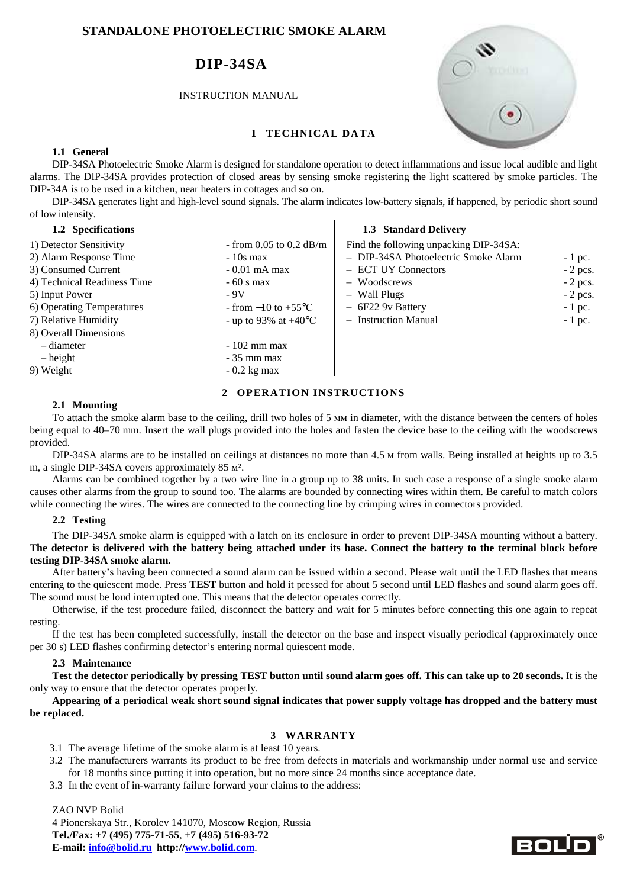# STANDALONE PHOTOELECTRIC SMOKE ALARM

# DIP-34SA

INSTRUCTION MANUAL

## 1 TECHNICAL DATA

### 1.1 General

DIP-34SA Photoelectric Smoke Alarm is designed for standalone operation to detect inflammations and issue local audible and light alarms. The DIP-34SA provides protection of closed areas by sensing smoke registering the light scattered by smoke particles. The DIP-34A is to be used in a kitchen, near heaters in cottages and so on.

DIP-34SA generates light and high-level sound signals. The alarm indicates low-battery signals, if happened, by periodic short sound of low intensity.

### 1.2 Specifications

| | |
|---|---|
| 1) Detector Sensitivity | - from 0.05 to 0.2 dB/m |
| 2) Alarm Response Time | - 10s max |
| 3) Consumed Current | - 0.01 mA max |
| 4) Technical Readiness Time | - 60 s max |
| 5) Input Power | - 9V |
| 6) Operating Temperatures | - from −10 to +55°C |
| 7) Relative Humidity | - up to 93% at +40°C |
| 8) Overall Dimensions | |
| – diameter | - 102 mm max |
| – height | - 35 mm max |
| 9) Weight | - 0.2 kg max |

### 1.3 Standard Delivery

Find the following unpacking DIP-34SA:

| | |
|---|---|
| – DIP-34SA Photoelectric Smoke Alarm | - 1 pc. |
| – ECT UY Connectors | - 2 pcs. |
| – Woodscrews | - 2 pcs. |
| – Wall Plugs | - 2 pcs. |
| – 6F22 9v Battery | - 1 pc. |
| – Instruction Manual | - 1 pc. |

## 2 OPERATION INSTRUCTIONS

### 2.1 Mounting

To attach the smoke alarm base to the ceiling, drill two holes of 5 мм in diameter, with the distance between the centers of holes being equal to 40–70 mm. Insert the wall plugs provided into the holes and fasten the device base to the ceiling with the woodscrews provided.

DIP-34SA alarms are to be installed on ceilings at distances no more than 4.5 м from walls. Being installed at heights up to 3.5 m, a single DIP-34SA covers approximately 85 м².

Alarms can be combined together by a two wire line in a group up to 38 units. In such case a response of a single smoke alarm causes other alarms from the group to sound too. The alarms are bounded by connecting wires within them. Be careful to match colors while connecting the wires. The wires are connected to the connecting line by crimping wires in connectors provided.

### 2.2 Testing

The DIP-34SA smoke alarm is equipped with a latch on its enclosure in order to prevent DIP-34SA mounting without a battery. **The detector is delivered with the battery being attached under its base. Connect the battery to the terminal block before testing DIP-34SA smoke alarm.**

After battery's having been connected a sound alarm can be issued within a second. Please wait until the LED flashes that means entering to the quiescent mode. Press **TEST** button and hold it pressed for about 5 second until LED flashes and sound alarm goes off. The sound must be loud interrupted one. This means that the detector operates correctly.

Otherwise, if the test procedure failed, disconnect the battery and wait for 5 minutes before connecting this one again to repeat testing.

If the test has been completed successfully, install the detector on the base and inspect visually periodical (approximately once per 30 s) LED flashes confirming detector's entering normal quiescent mode.

### 2.3 Maintenance

**Test the detector periodically by pressing TEST button until sound alarm goes off. This can take up to 20 seconds.** It is the only way to ensure that the detector operates properly.

**Appearing of a periodical weak short sound signal indicates that power supply voltage has dropped and the battery must be replaced.**

## 3 WARRANTY

3.1 The average lifetime of the smoke alarm is at least 10 years.

3.2 The manufacturers warrants its product to be free from defects in materials and workmanship under normal use and service for 18 months since putting it into operation, but no more since 24 months since acceptance date.

3.3 In the event of in-warranty failure forward your claims to the address:

ZAO NVP Bolid
4 Pionerskaya Str., Korolev 141070, Moscow Region, Russia
**Tel./Fax: +7 (495) 775-71-55**, **+7 (495) 516-93-72**
**E-mail: info@bolid.ru http://www.bolid.com**.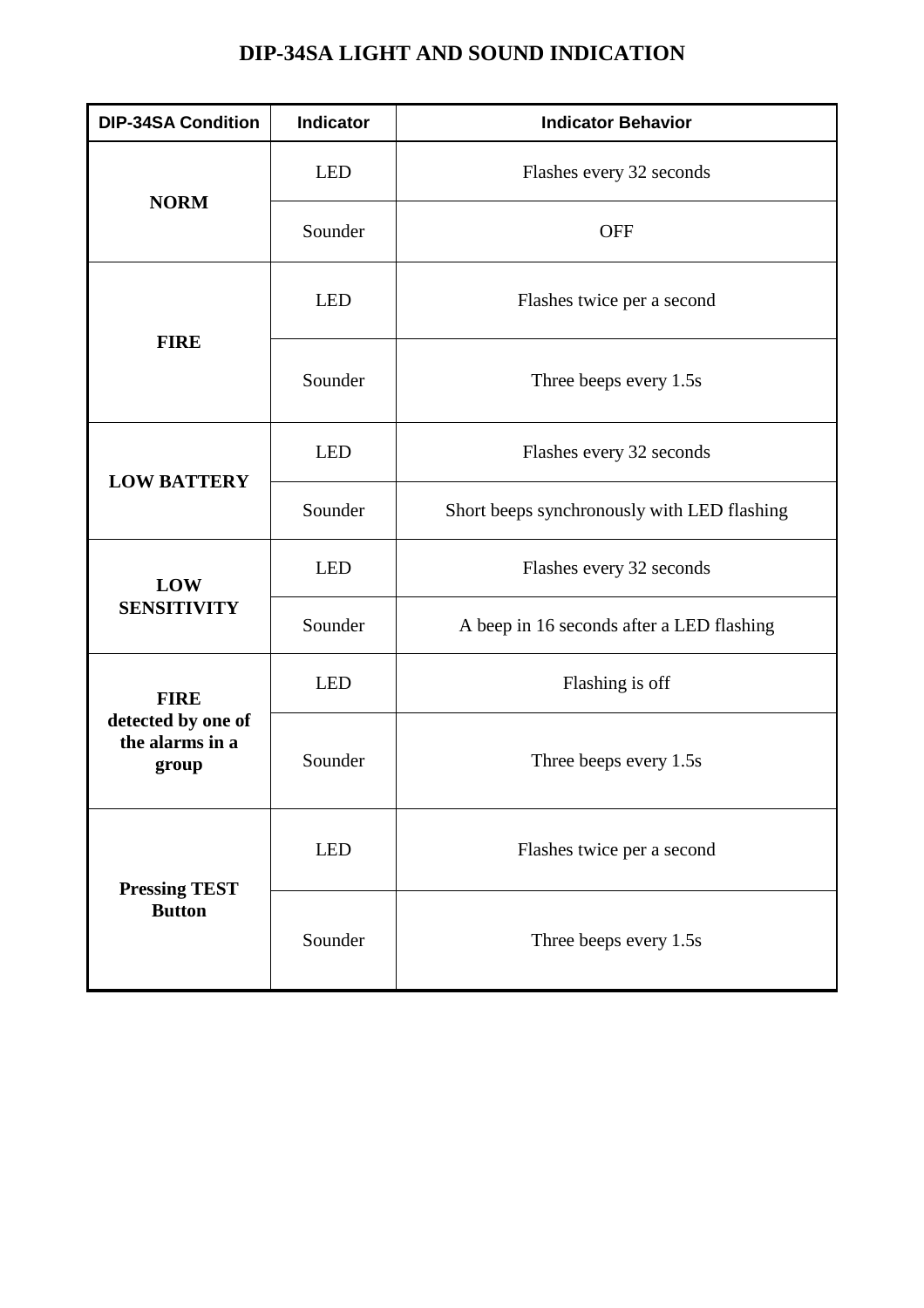# DIP-34SA LIGHT AND SOUND INDICATION

| DIP-34SA Condition | Indicator | Indicator Behavior |
|---|---|---|
| **NORM** | LED | Flashes every 32 seconds |
| | Sounder | OFF |
| **FIRE** | LED | Flashes twice per a second |
| | Sounder | Three beeps every 1.5s |
| **LOW BATTERY** | LED | Flashes every 32 seconds |
| | Sounder | Short beeps synchronously with LED flashing |
| **LOW SENSITIVITY** | LED | Flashes every 32 seconds |
| | Sounder | A beep in 16 seconds after a LED flashing |
| **FIRE detected by one of the alarms in a group** | LED | Flashing is off |
| | Sounder | Three beeps every 1.5s |
| **Pressing TEST Button** | LED | Flashes twice per a second |
| | Sounder | Three beeps every 1.5s |